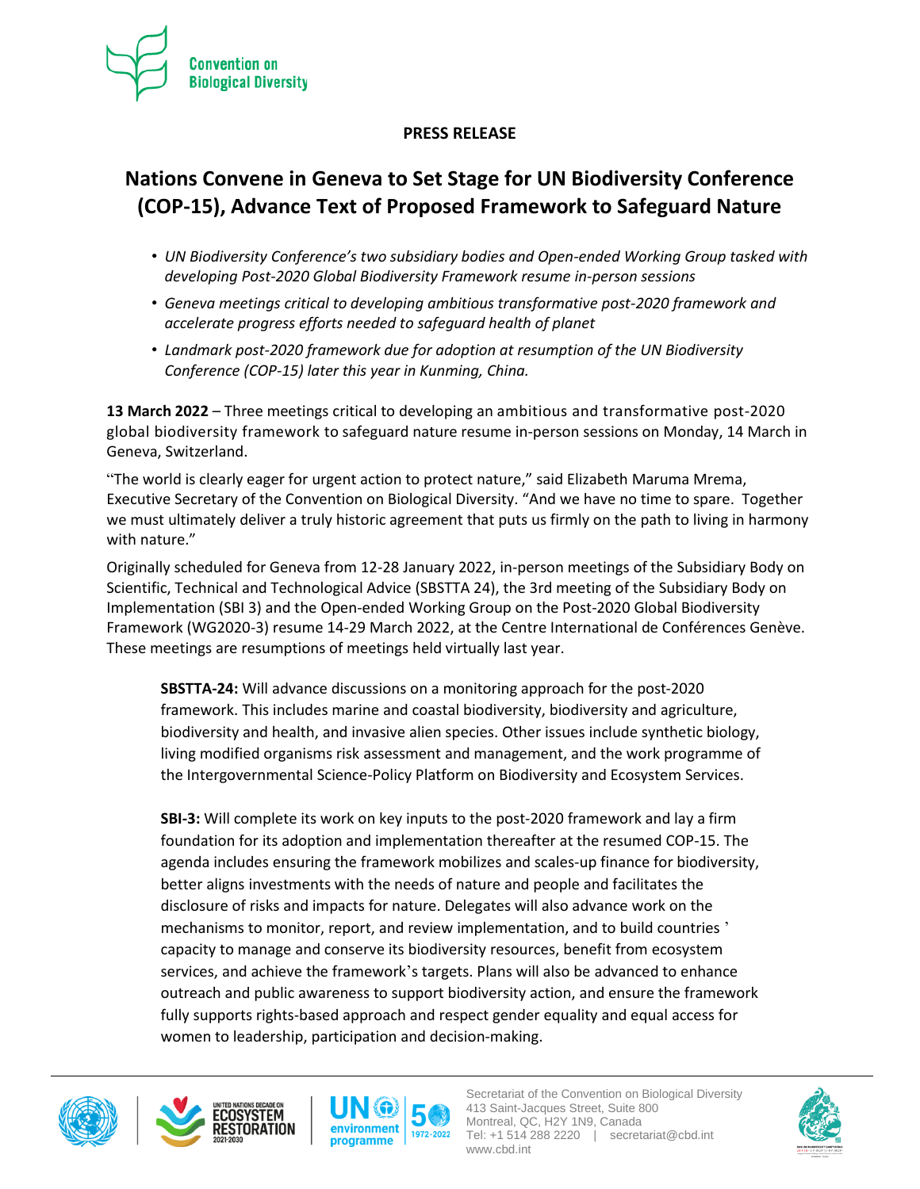Convention on Biological Diversity

**PRESS RELEASE**

# Nations Convene in Geneva to Set Stage for UN Biodiversity Conference (COP-15), Advance Text of Proposed Framework to Safeguard Nature

- *UN Biodiversity Conference's two subsidiary bodies and Open-ended Working Group tasked with developing Post-2020 Global Biodiversity Framework resume in-person sessions*
- *Geneva meetings critical to developing ambitious transformative post-2020 framework and accelerate progress efforts needed to safeguard health of planet*
- *Landmark post-2020 framework due for adoption at resumption of the UN Biodiversity Conference (COP-15) later this year in Kunming, China.*

**13 March 2022** – Three meetings critical to developing an ambitious and transformative post-2020 global biodiversity framework to safeguard nature resume in-person sessions on Monday, 14 March in Geneva, Switzerland.

"The world is clearly eager for urgent action to protect nature," said Elizabeth Maruma Mrema, Executive Secretary of the Convention on Biological Diversity. "And we have no time to spare. Together we must ultimately deliver a truly historic agreement that puts us firmly on the path to living in harmony with nature."

Originally scheduled for Geneva from 12-28 January 2022, in-person meetings of the Subsidiary Body on Scientific, Technical and Technological Advice (SBSTTA 24), the 3rd meeting of the Subsidiary Body on Implementation (SBI 3) and the Open-ended Working Group on the Post-2020 Global Biodiversity Framework (WG2020-3) resume 14-29 March 2022, at the Centre International de Conférences Genève. These meetings are resumptions of meetings held virtually last year.

> **SBSTTA-24:** Will advance discussions on a monitoring approach for the post-2020 framework. This includes marine and coastal biodiversity, biodiversity and agriculture, biodiversity and health, and invasive alien species. Other issues include synthetic biology, living modified organisms risk assessment and management, and the work programme of the Intergovernmental Science-Policy Platform on Biodiversity and Ecosystem Services.
>
> **SBI-3:** Will complete its work on key inputs to the post-2020 framework and lay a firm foundation for its adoption and implementation thereafter at the resumed COP-15. The agenda includes ensuring the framework mobilizes and scales-up finance for biodiversity, better aligns investments with the needs of nature and people and facilitates the disclosure of risks and impacts for nature. Delegates will also advance work on the mechanisms to monitor, report, and review implementation, and to build countries' capacity to manage and conserve its biodiversity resources, benefit from ecosystem services, and achieve the framework's targets. Plans will also be advanced to enhance outreach and public awareness to support biodiversity action, and ensure the framework fully supports rights-based approach and respect gender equality and equal access for women to leadership, participation and decision-making.

Secretariat of the Convention on Biological Diversity
413 Saint-Jacques Street, Suite 800
Montreal, QC, H2Y 1N9, Canada
Tel: +1 514 288 2220 | secretariat@cbd.int
www.cbd.int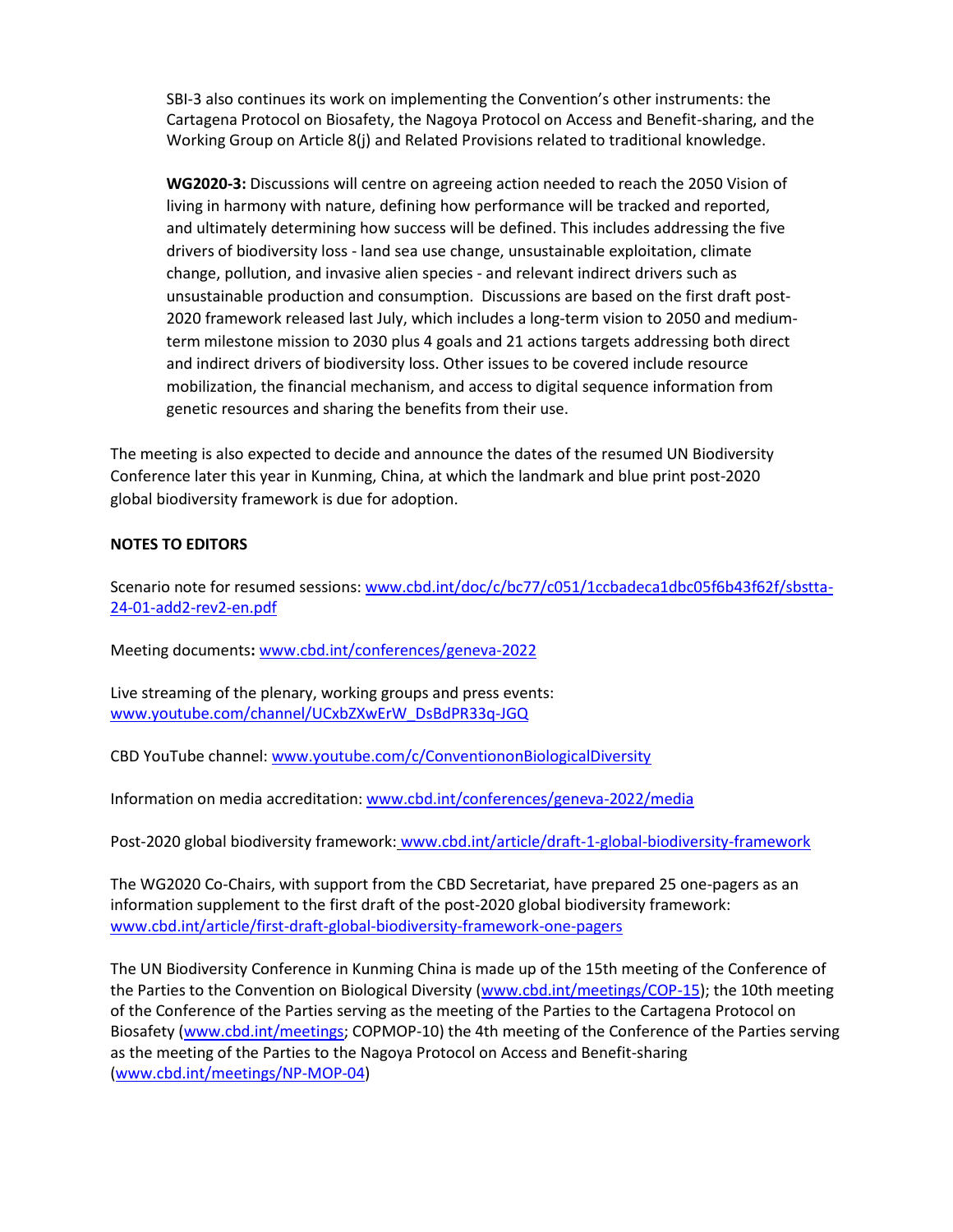SBI-3 also continues its work on implementing the Convention's other instruments: the Cartagena Protocol on Biosafety, the Nagoya Protocol on Access and Benefit-sharing, and the Working Group on Article 8(j) and Related Provisions related to traditional knowledge.

**WG2020-3:** Discussions will centre on agreeing action needed to reach the 2050 Vision of living in harmony with nature, defining how performance will be tracked and reported, and ultimately determining how success will be defined. This includes addressing the five drivers of biodiversity loss - land sea use change, unsustainable exploitation, climate change, pollution, and invasive alien species - and relevant indirect drivers such as unsustainable production and consumption. Discussions are based on the first draft post-2020 framework released last July, which includes a long-term vision to 2050 and medium-term milestone mission to 2030 plus 4 goals and 21 actions targets addressing both direct and indirect drivers of biodiversity loss. Other issues to be covered include resource mobilization, the financial mechanism, and access to digital sequence information from genetic resources and sharing the benefits from their use.

The meeting is also expected to decide and announce the dates of the resumed UN Biodiversity Conference later this year in Kunming, China, at which the landmark and blue print post-2020 global biodiversity framework is due for adoption.

**NOTES TO EDITORS**

Scenario note for resumed sessions: www.cbd.int/doc/c/bc77/c051/1ccbadeca1dbc05f6b43f62f/sbstta-24-01-add2-rev2-en.pdf

Meeting documents**:** www.cbd.int/conferences/geneva-2022

Live streaming of the plenary, working groups and press events: www.youtube.com/channel/UCxbZXwErW_DsBdPR33q-JGQ

CBD YouTube channel: www.youtube.com/c/ConventiononBiologicalDiversity

Information on media accreditation: www.cbd.int/conferences/geneva-2022/media

Post-2020 global biodiversity framework: www.cbd.int/article/draft-1-global-biodiversity-framework

The WG2020 Co-Chairs, with support from the CBD Secretariat, have prepared 25 one-pagers as an information supplement to the first draft of the post-2020 global biodiversity framework: www.cbd.int/article/first-draft-global-biodiversity-framework-one-pagers

The UN Biodiversity Conference in Kunming China is made up of the 15th meeting of the Conference of the Parties to the Convention on Biological Diversity (www.cbd.int/meetings/COP-15); the 10th meeting of the Conference of the Parties serving as the meeting of the Parties to the Cartagena Protocol on Biosafety (www.cbd.int/meetings; COPMOP-10) the 4th meeting of the Conference of the Parties serving as the meeting of the Parties to the Nagoya Protocol on Access and Benefit-sharing (www.cbd.int/meetings/NP-MOP-04)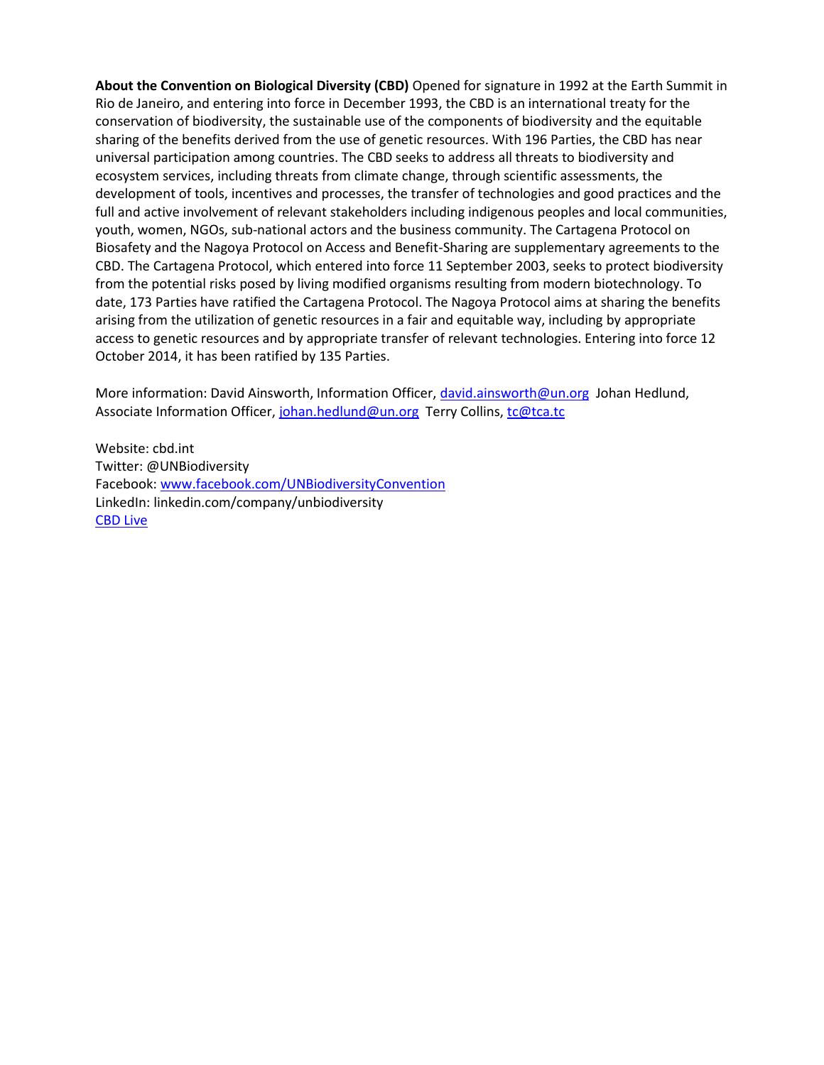**About the Convention on Biological Diversity (CBD)** Opened for signature in 1992 at the Earth Summit in Rio de Janeiro, and entering into force in December 1993, the CBD is an international treaty for the conservation of biodiversity, the sustainable use of the components of biodiversity and the equitable sharing of the benefits derived from the use of genetic resources. With 196 Parties, the CBD has near universal participation among countries. The CBD seeks to address all threats to biodiversity and ecosystem services, including threats from climate change, through scientific assessments, the development of tools, incentives and processes, the transfer of technologies and good practices and the full and active involvement of relevant stakeholders including indigenous peoples and local communities, youth, women, NGOs, sub-national actors and the business community. The Cartagena Protocol on Biosafety and the Nagoya Protocol on Access and Benefit-Sharing are supplementary agreements to the CBD. The Cartagena Protocol, which entered into force 11 September 2003, seeks to protect biodiversity from the potential risks posed by living modified organisms resulting from modern biotechnology. To date, 173 Parties have ratified the Cartagena Protocol. The Nagoya Protocol aims at sharing the benefits arising from the utilization of genetic resources in a fair and equitable way, including by appropriate access to genetic resources and by appropriate transfer of relevant technologies. Entering into force 12 October 2014, it has been ratified by 135 Parties.

More information: David Ainsworth, Information Officer, david.ainsworth@un.org Johan Hedlund, Associate Information Officer, johan.hedlund@un.org Terry Collins, tc@tca.tc

Website: cbd.int
Twitter: @UNBiodiversity
Facebook: www.facebook.com/UNBiodiversityConvention
LinkedIn: linkedin.com/company/unbiodiversity
CBD Live